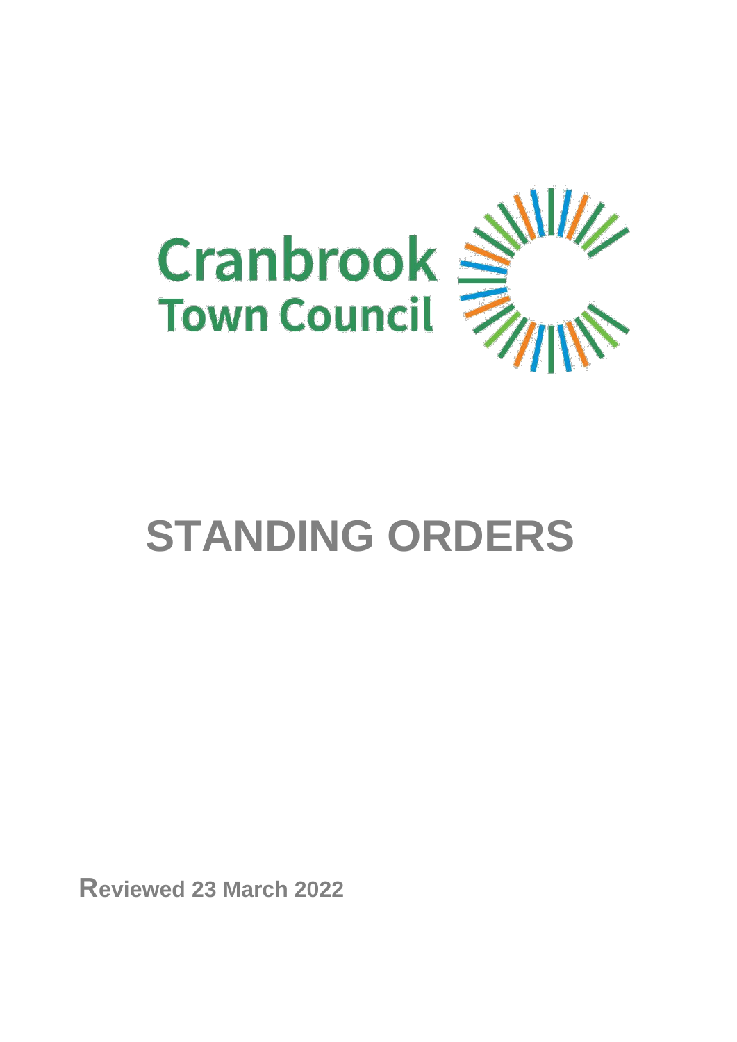Cranbrook
Town Council

# STANDING ORDERS

**Reviewed 23 March 2022**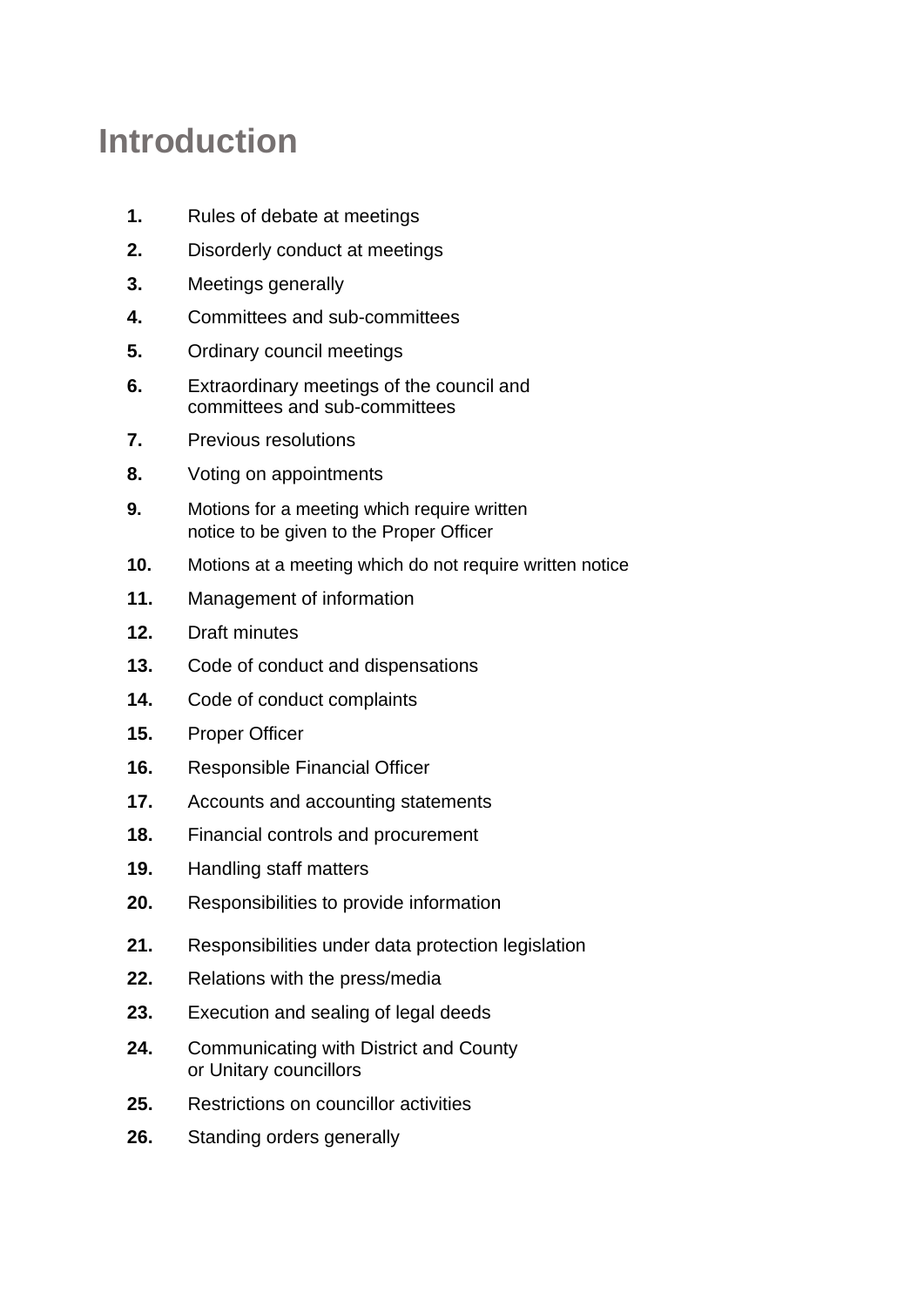# Introduction

1. Rules of debate at meetings
2. Disorderly conduct at meetings
3. Meetings generally
4. Committees and sub-committees
5. Ordinary council meetings
6. Extraordinary meetings of the council and committees and sub-committees
7. Previous resolutions
8. Voting on appointments
9. Motions for a meeting which require written notice to be given to the Proper Officer
10. Motions at a meeting which do not require written notice
11. Management of information
12. Draft minutes
13. Code of conduct and dispensations
14. Code of conduct complaints
15. Proper Officer
16. Responsible Financial Officer
17. Accounts and accounting statements
18. Financial controls and procurement
19. Handling staff matters
20. Responsibilities to provide information
21. Responsibilities under data protection legislation
22. Relations with the press/media
23. Execution and sealing of legal deeds
24. Communicating with District and County or Unitary councillors
25. Restrictions on councillor activities
26. Standing orders generally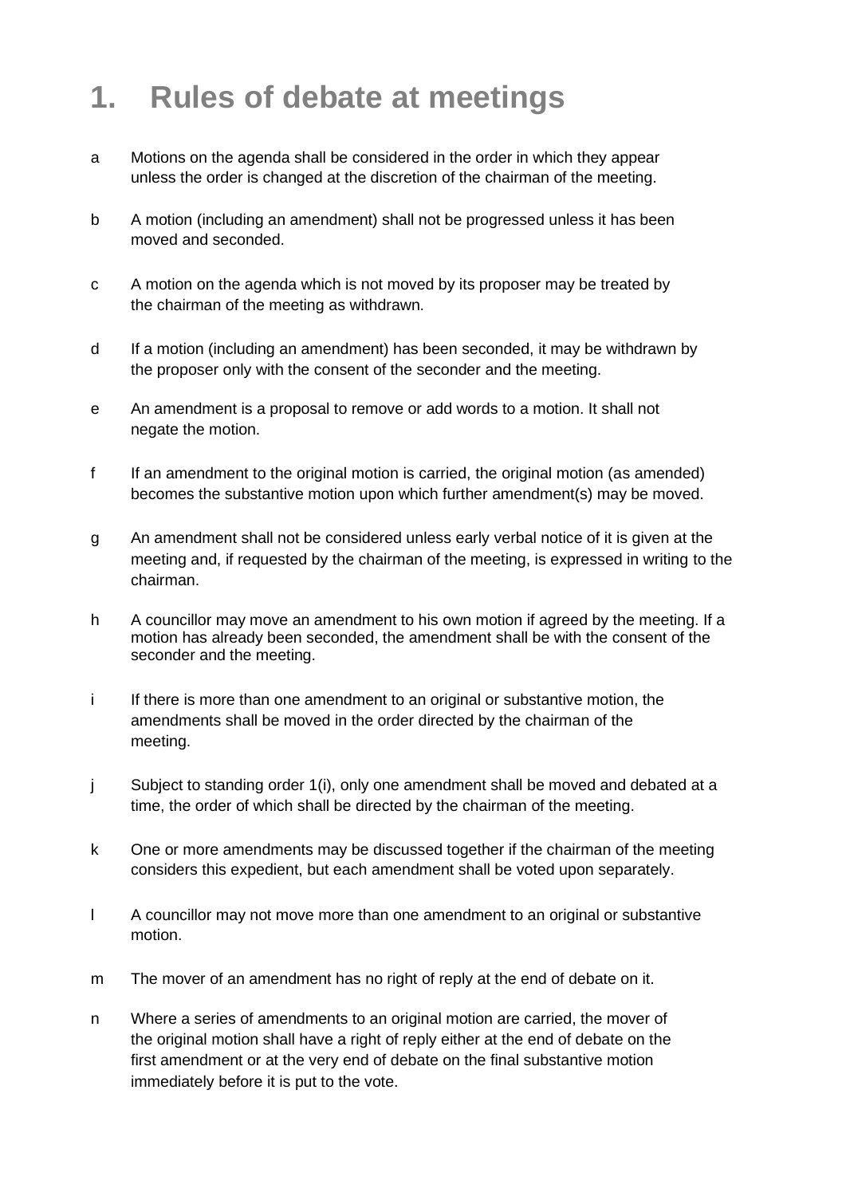# 1. Rules of debate at meetings

a. Motions on the agenda shall be considered in the order in which they appear unless the order is changed at the discretion of the chairman of the meeting.

b. A motion (including an amendment) shall not be progressed unless it has been moved and seconded.

c. A motion on the agenda which is not moved by its proposer may be treated by the chairman of the meeting as withdrawn.

d. If a motion (including an amendment) has been seconded, it may be withdrawn by the proposer only with the consent of the seconder and the meeting.

e. An amendment is a proposal to remove or add words to a motion. It shall not negate the motion.

f. If an amendment to the original motion is carried, the original motion (as amended) becomes the substantive motion upon which further amendment(s) may be moved.

g. An amendment shall not be considered unless early verbal notice of it is given at the meeting and, if requested by the chairman of the meeting, is expressed in writing to the chairman.

h. A councillor may move an amendment to his own motion if agreed by the meeting. If a motion has already been seconded, the amendment shall be with the consent of the seconder and the meeting.

i. If there is more than one amendment to an original or substantive motion, the amendments shall be moved in the order directed by the chairman of the meeting.

j. Subject to standing order 1(i), only one amendment shall be moved and debated at a time, the order of which shall be directed by the chairman of the meeting.

k. One or more amendments may be discussed together if the chairman of the meeting considers this expedient, but each amendment shall be voted upon separately.

l. A councillor may not move more than one amendment to an original or substantive motion.

m. The mover of an amendment has no right of reply at the end of debate on it.

n. Where a series of amendments to an original motion are carried, the mover of the original motion shall have a right of reply either at the end of debate on the first amendment or at the very end of debate on the final substantive motion immediately before it is put to the vote.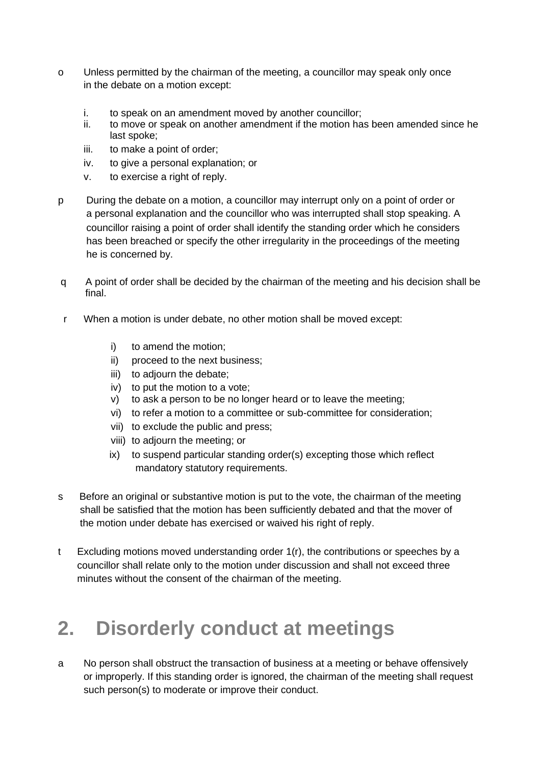o Unless permitted by the chairman of the meeting, a councillor may speak only once in the debate on a motion except:

   i. to speak on an amendment moved by another councillor;
   ii. to move or speak on another amendment if the motion has been amended since he last spoke;
   iii. to make a point of order;
   iv. to give a personal explanation; or
   v. to exercise a right of reply.

p During the debate on a motion, a councillor may interrupt only on a point of order or a personal explanation and the councillor who was interrupted shall stop speaking. A councillor raising a point of order shall identify the standing order which he considers has been breached or specify the other irregularity in the proceedings of the meeting he is concerned by.

q A point of order shall be decided by the chairman of the meeting and his decision shall be final.

r When a motion is under debate, no other motion shall be moved except:

   i) to amend the motion;
   ii) proceed to the next business;
   iii) to adjourn the debate;
   iv) to put the motion to a vote;
   v) to ask a person to be no longer heard or to leave the meeting;
   vi) to refer a motion to a committee or sub-committee for consideration;
   vii) to exclude the public and press;
   viii) to adjourn the meeting; or
   ix) to suspend particular standing order(s) excepting those which reflect mandatory statutory requirements.

s Before an original or substantive motion is put to the vote, the chairman of the meeting shall be satisfied that the motion has been sufficiently debated and that the mover of the motion under debate has exercised or waived his right of reply.

t Excluding motions moved understanding order 1(r), the contributions or speeches by a councillor shall relate only to the motion under discussion and shall not exceed three minutes without the consent of the chairman of the meeting.

# 2. Disorderly conduct at meetings

a No person shall obstruct the transaction of business at a meeting or behave offensively or improperly. If this standing order is ignored, the chairman of the meeting shall request such person(s) to moderate or improve their conduct.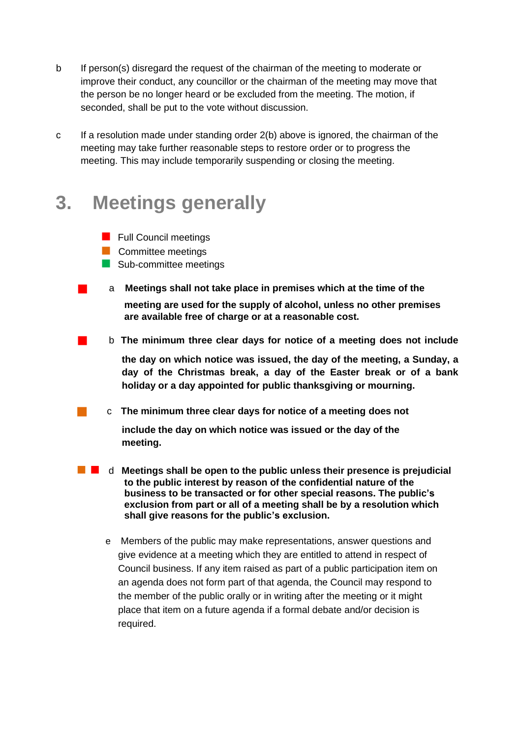b If person(s) disregard the request of the chairman of the meeting to moderate or improve their conduct, any councillor or the chairman of the meeting may move that the person be no longer heard or be excluded from the meeting. The motion, if seconded, shall be put to the vote without discussion.

c If a resolution made under standing order 2(b) above is ignored, the chairman of the meeting may take further reasonable steps to restore order or to progress the meeting. This may include temporarily suspending or closing the meeting.

## 3. Meetings generally

- Full Council meetings
- Committee meetings
- Sub-committee meetings

a **Meetings shall not take place in premises which at the time of the meeting are used for the supply of alcohol, unless no other premises are available free of charge or at a reasonable cost.**

b **The minimum three clear days for notice of a meeting does not include the day on which notice was issued, the day of the meeting, a Sunday, a day of the Christmas break, a day of the Easter break or of a bank holiday or a day appointed for public thanksgiving or mourning.**

c **The minimum three clear days for notice of a meeting does not include the day on which notice was issued or the day of the meeting.**

d **Meetings shall be open to the public unless their presence is prejudicial to the public interest by reason of the confidential nature of the business to be transacted or for other special reasons. The public's exclusion from part or all of a meeting shall be by a resolution which shall give reasons for the public's exclusion.**

e Members of the public may make representations, answer questions and give evidence at a meeting which they are entitled to attend in respect of Council business. If any item raised as part of a public participation item on an agenda does not form part of that agenda, the Council may respond to the member of the public orally or in writing after the meeting or it might place that item on a future agenda if a formal debate and/or decision is required.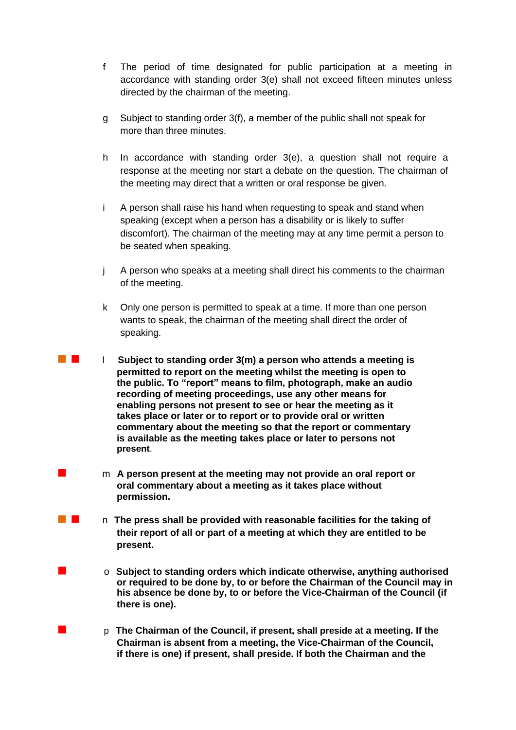f The period of time designated for public participation at a meeting in accordance with standing order 3(e) shall not exceed fifteen minutes unless directed by the chairman of the meeting.

g Subject to standing order 3(f), a member of the public shall not speak for more than three minutes.

h In accordance with standing order 3(e), a question shall not require a response at the meeting nor start a debate on the question. The chairman of the meeting may direct that a written or oral response be given.

i A person shall raise his hand when requesting to speak and stand when speaking (except when a person has a disability or is likely to suffer discomfort). The chairman of the meeting may at any time permit a person to be seated when speaking.

j A person who speaks at a meeting shall direct his comments to the chairman of the meeting.

k Only one person is permitted to speak at a time. If more than one person wants to speak, the chairman of the meeting shall direct the order of speaking.

l **Subject to standing order 3(m) a person who attends a meeting is permitted to report on the meeting whilst the meeting is open to the public. To "report" means to film, photograph, make an audio recording of meeting proceedings, use any other means for enabling persons not present to see or hear the meeting as it takes place or later or to report or to provide oral or written commentary about the meeting so that the report or commentary is available as the meeting takes place or later to persons not present**.

m **A person present at the meeting may not provide an oral report or oral commentary about a meeting as it takes place without permission.**

n **The press shall be provided with reasonable facilities for the taking of their report of all or part of a meeting at which they are entitled to be present.**

o **Subject to standing orders which indicate otherwise, anything authorised or required to be done by, to or before the Chairman of the Council may in his absence be done by, to or before the Vice-Chairman of the Council (if there is one).**

p **The Chairman of the Council, if present, shall preside at a meeting. If the Chairman is absent from a meeting, the Vice-Chairman of the Council, if there is one) if present, shall preside. If both the Chairman and the**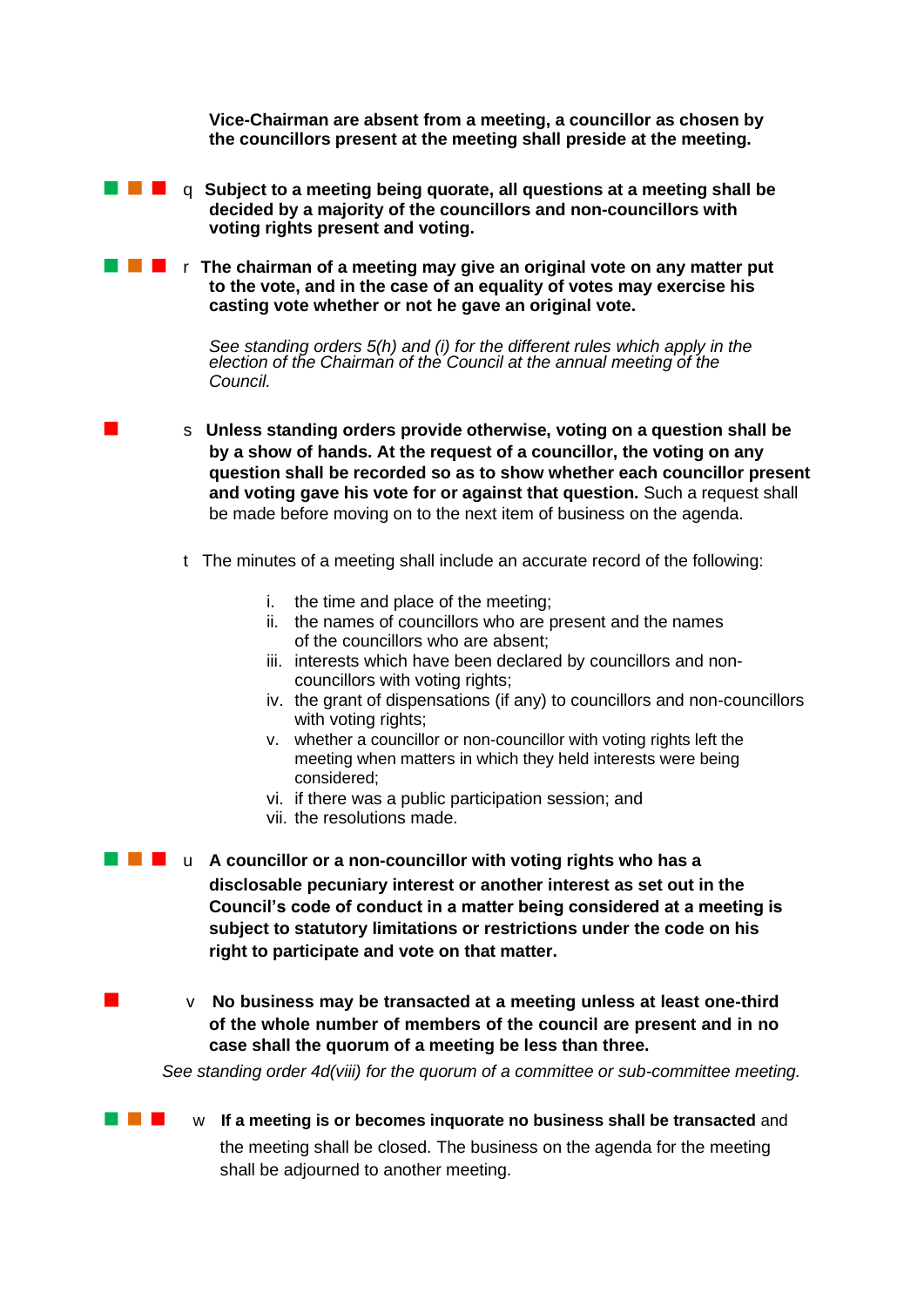**Vice-Chairman are absent from a meeting, a councillor as chosen by the councillors present at the meeting shall preside at the meeting.**

q **Subject to a meeting being quorate, all questions at a meeting shall be decided by a majority of the councillors and non-councillors with voting rights present and voting.**

r **The chairman of a meeting may give an original vote on any matter put to the vote, and in the case of an equality of votes may exercise his casting vote whether or not he gave an original vote.**

*See standing orders 5(h) and (i) for the different rules which apply in the election of the Chairman of the Council at the annual meeting of the Council.*

s **Unless standing orders provide otherwise, voting on a question shall be by a show of hands. At the request of a councillor, the voting on any question shall be recorded so as to show whether each councillor present and voting gave his vote for or against that question.** Such a request shall be made before moving on to the next item of business on the agenda.

t The minutes of a meeting shall include an accurate record of the following:

i. the time and place of the meeting;
ii. the names of councillors who are present and the names of the councillors who are absent;
iii. interests which have been declared by councillors and non-councillors with voting rights;
iv. the grant of dispensations (if any) to councillors and non-councillors with voting rights;
v. whether a councillor or non-councillor with voting rights left the meeting when matters in which they held interests were being considered;
vi. if there was a public participation session; and
vii. the resolutions made.

u **A councillor or a non-councillor with voting rights who has a disclosable pecuniary interest or another interest as set out in the Council's code of conduct in a matter being considered at a meeting is subject to statutory limitations or restrictions under the code on his right to participate and vote on that matter.**

v **No business may be transacted at a meeting unless at least one-third of the whole number of members of the council are present and in no case shall the quorum of a meeting be less than three.**

*See standing order 4d(viii) for the quorum of a committee or sub-committee meeting.*

w **If a meeting is or becomes inquorate no business shall be transacted** and the meeting shall be closed. The business on the agenda for the meeting shall be adjourned to another meeting.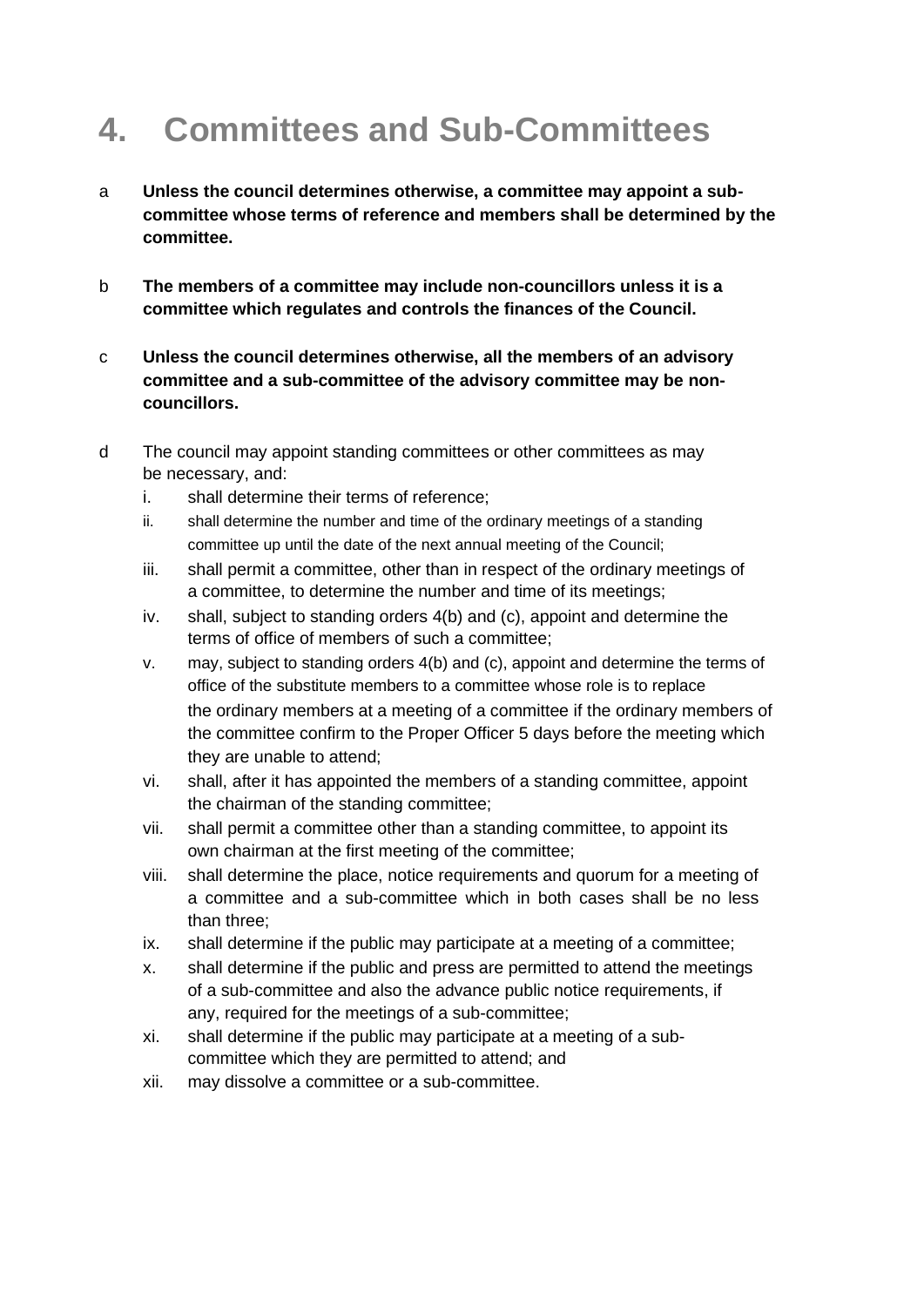# 4. Committees and Sub-Committees

a **Unless the council determines otherwise, a committee may appoint a sub-committee whose terms of reference and members shall be determined by the committee.**

b **The members of a committee may include non-councillors unless it is a committee which regulates and controls the finances of the Council.**

c **Unless the council determines otherwise, all the members of an advisory committee and a sub-committee of the advisory committee may be non-councillors.**

d The council may appoint standing committees or other committees as may be necessary, and:

i. shall determine their terms of reference;

ii. shall determine the number and time of the ordinary meetings of a standing committee up until the date of the next annual meeting of the Council;

iii. shall permit a committee, other than in respect of the ordinary meetings of a committee, to determine the number and time of its meetings;

iv. shall, subject to standing orders 4(b) and (c), appoint and determine the terms of office of members of such a committee;

v. may, subject to standing orders 4(b) and (c), appoint and determine the terms of office of the substitute members to a committee whose role is to replace the ordinary members at a meeting of a committee if the ordinary members of the committee confirm to the Proper Officer 5 days before the meeting which they are unable to attend;

vi. shall, after it has appointed the members of a standing committee, appoint the chairman of the standing committee;

vii. shall permit a committee other than a standing committee, to appoint its own chairman at the first meeting of the committee;

viii. shall determine the place, notice requirements and quorum for a meeting of a committee and a sub-committee which in both cases shall be no less than three;

ix. shall determine if the public may participate at a meeting of a committee;

x. shall determine if the public and press are permitted to attend the meetings of a sub-committee and also the advance public notice requirements, if any, required for the meetings of a sub-committee;

xi. shall determine if the public may participate at a meeting of a sub-committee which they are permitted to attend; and

xii. may dissolve a committee or a sub-committee.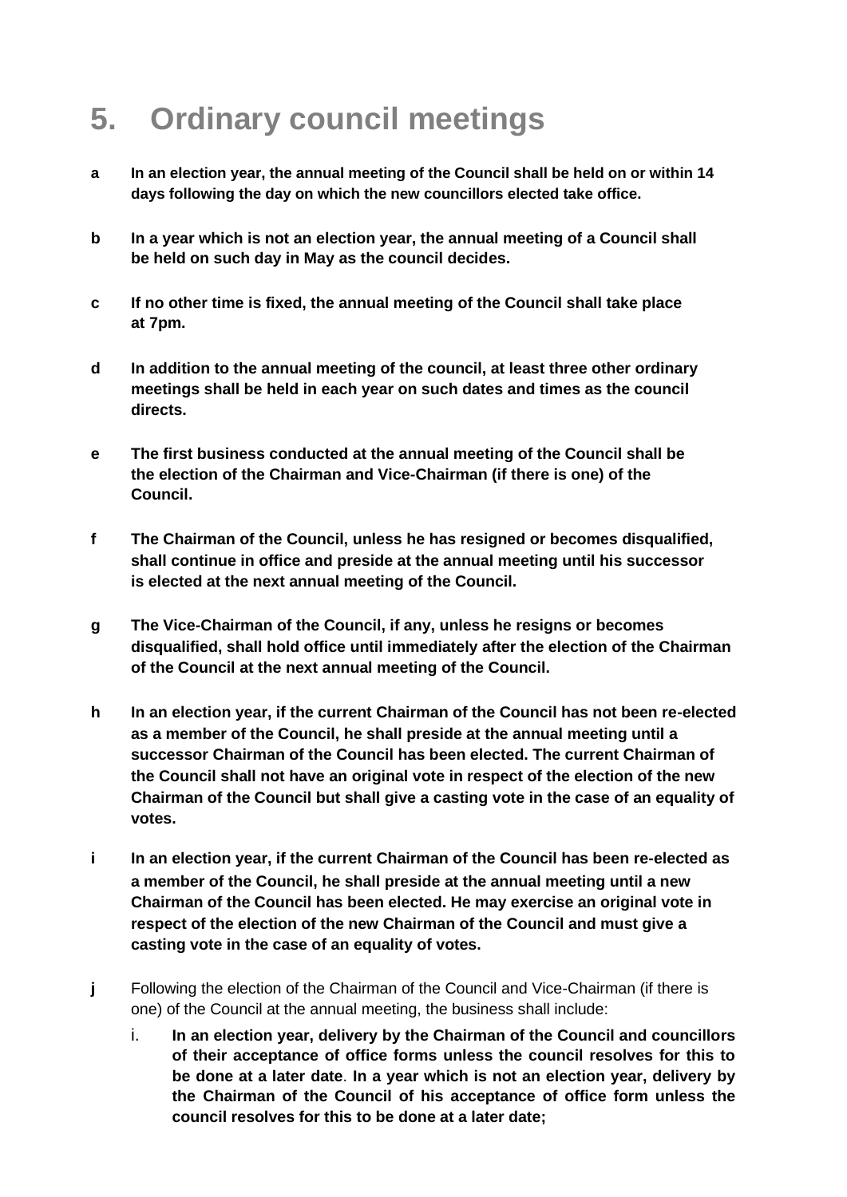# 5. Ordinary council meetings

**a** **In an election year, the annual meeting of the Council shall be held on or within 14 days following the day on which the new councillors elected take office.**

**b** **In a year which is not an election year, the annual meeting of a Council shall be held on such day in May as the council decides.**

**c** **If no other time is fixed, the annual meeting of the Council shall take place at 7pm.**

**d** **In addition to the annual meeting of the council, at least three other ordinary meetings shall be held in each year on such dates and times as the council directs.**

**e** **The first business conducted at the annual meeting of the Council shall be the election of the Chairman and Vice-Chairman (if there is one) of the Council.**

**f** **The Chairman of the Council, unless he has resigned or becomes disqualified, shall continue in office and preside at the annual meeting until his successor is elected at the next annual meeting of the Council.**

**g** **The Vice-Chairman of the Council, if any, unless he resigns or becomes disqualified, shall hold office until immediately after the election of the Chairman of the Council at the next annual meeting of the Council.**

**h** **In an election year, if the current Chairman of the Council has not been re-elected as a member of the Council, he shall preside at the annual meeting until a successor Chairman of the Council has been elected. The current Chairman of the Council shall not have an original vote in respect of the election of the new Chairman of the Council but shall give a casting vote in the case of an equality of votes.**

**i** **In an election year, if the current Chairman of the Council has been re-elected as a member of the Council, he shall preside at the annual meeting until a new Chairman of the Council has been elected. He may exercise an original vote in respect of the election of the new Chairman of the Council and must give a casting vote in the case of an equality of votes.**

**j** Following the election of the Chairman of the Council and Vice-Chairman (if there is one) of the Council at the annual meeting, the business shall include:

i. **In an election year, delivery by the Chairman of the Council and councillors of their acceptance of office forms unless the council resolves for this to be done at a later date**. **In a year which is not an election year, delivery by the Chairman of the Council of his acceptance of office form unless the council resolves for this to be done at a later date;**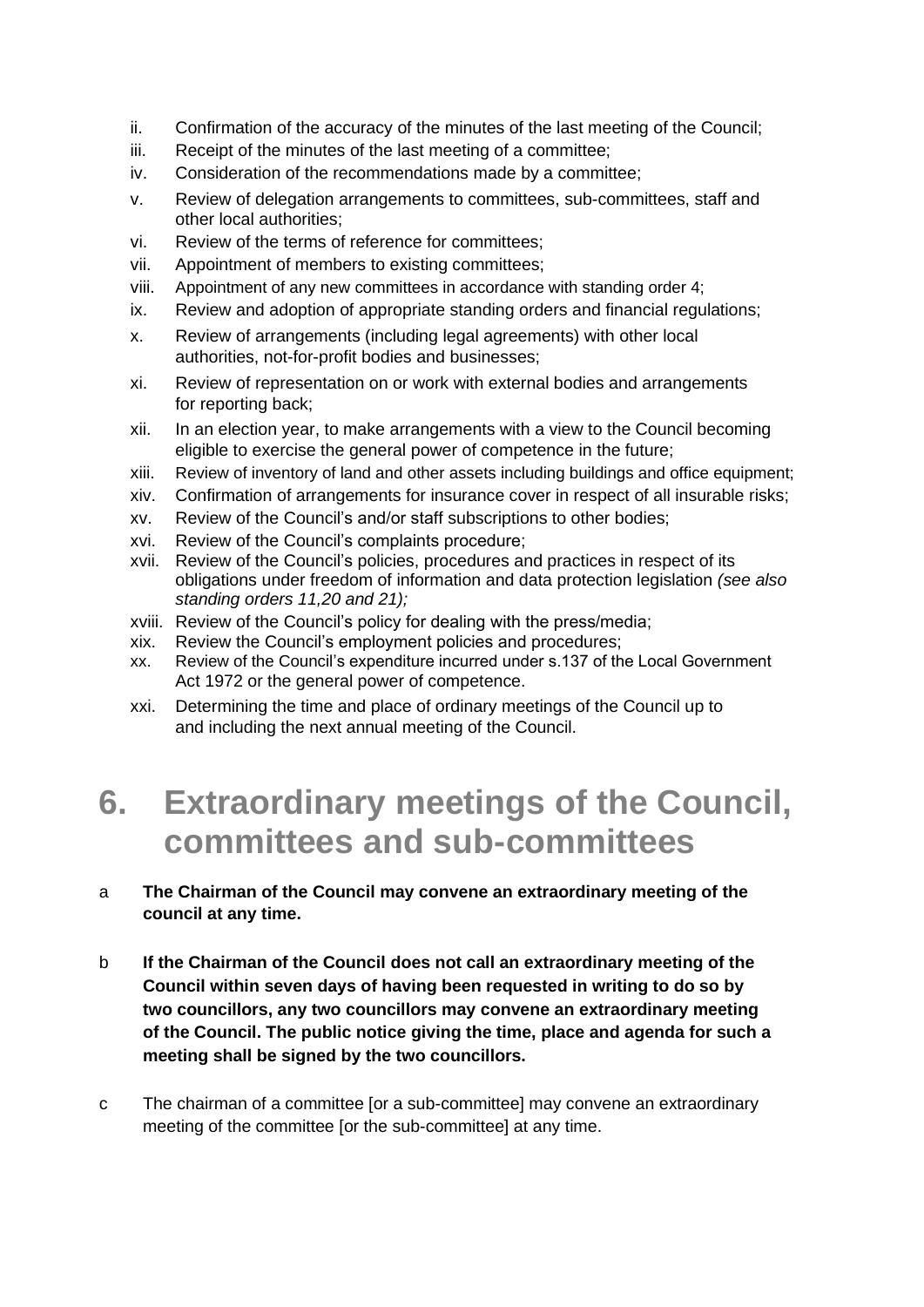ii. Confirmation of the accuracy of the minutes of the last meeting of the Council;
iii. Receipt of the minutes of the last meeting of a committee;
iv. Consideration of the recommendations made by a committee;
v. Review of delegation arrangements to committees, sub-committees, staff and other local authorities;
vi. Review of the terms of reference for committees;
vii. Appointment of members to existing committees;
viii. Appointment of any new committees in accordance with standing order 4;
ix. Review and adoption of appropriate standing orders and financial regulations;
x. Review of arrangements (including legal agreements) with other local authorities, not-for-profit bodies and businesses;
xi. Review of representation on or work with external bodies and arrangements for reporting back;
xii. In an election year, to make arrangements with a view to the Council becoming eligible to exercise the general power of competence in the future;
xiii. Review of inventory of land and other assets including buildings and office equipment;
xiv. Confirmation of arrangements for insurance cover in respect of all insurable risks;
xv. Review of the Council's and/or staff subscriptions to other bodies;
xvi. Review of the Council's complaints procedure;
xvii. Review of the Council's policies, procedures and practices in respect of its obligations under freedom of information and data protection legislation *(see also standing orders 11,20 and 21);*
xviii. Review of the Council's policy for dealing with the press/media;
xix. Review the Council's employment policies and procedures;
xx. Review of the Council's expenditure incurred under s.137 of the Local Government Act 1972 or the general power of competence.
xxi. Determining the time and place of ordinary meetings of the Council up to and including the next annual meeting of the Council.

# 6. Extraordinary meetings of the Council, committees and sub-committees

a **The Chairman of the Council may convene an extraordinary meeting of the council at any time.**

b **If the Chairman of the Council does not call an extraordinary meeting of the Council within seven days of having been requested in writing to do so by two councillors, any two councillors may convene an extraordinary meeting of the Council. The public notice giving the time, place and agenda for such a meeting shall be signed by the two councillors.**

c The chairman of a committee [or a sub-committee] may convene an extraordinary meeting of the committee [or the sub-committee] at any time.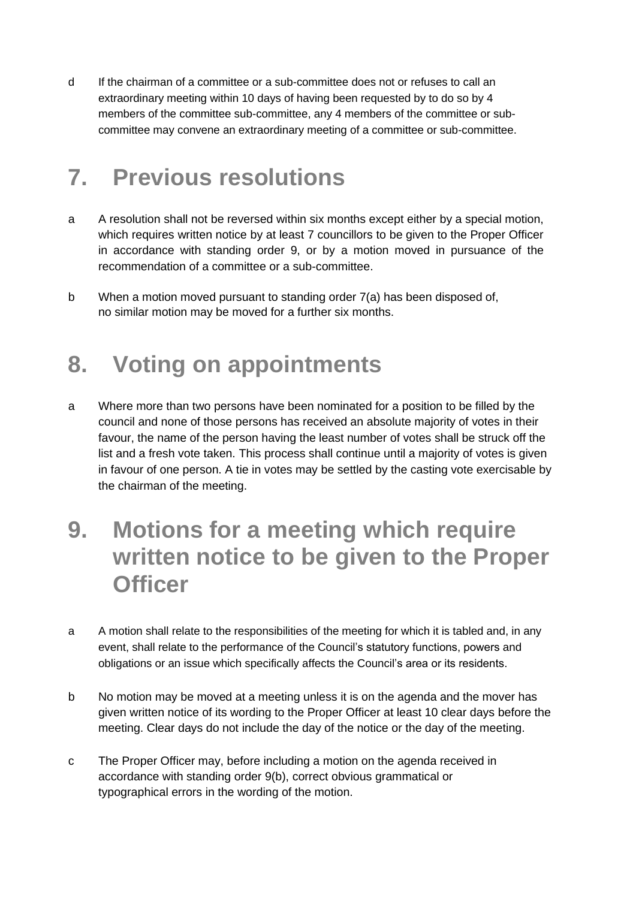d If the chairman of a committee or a sub-committee does not or refuses to call an extraordinary meeting within 10 days of having been requested by to do so by 4 members of the committee sub-committee, any 4 members of the committee or sub-committee may convene an extraordinary meeting of a committee or sub-committee.

# 7. Previous resolutions

a A resolution shall not be reversed within six months except either by a special motion, which requires written notice by at least 7 councillors to be given to the Proper Officer in accordance with standing order 9, or by a motion moved in pursuance of the recommendation of a committee or a sub-committee.

b When a motion moved pursuant to standing order 7(a) has been disposed of, no similar motion may be moved for a further six months.

# 8. Voting on appointments

a Where more than two persons have been nominated for a position to be filled by the council and none of those persons has received an absolute majority of votes in their favour, the name of the person having the least number of votes shall be struck off the list and a fresh vote taken. This process shall continue until a majority of votes is given in favour of one person. A tie in votes may be settled by the casting vote exercisable by the chairman of the meeting.

# 9. Motions for a meeting which require written notice to be given to the Proper Officer

a A motion shall relate to the responsibilities of the meeting for which it is tabled and, in any event, shall relate to the performance of the Council's statutory functions, powers and obligations or an issue which specifically affects the Council's area or its residents.

b No motion may be moved at a meeting unless it is on the agenda and the mover has given written notice of its wording to the Proper Officer at least 10 clear days before the meeting. Clear days do not include the day of the notice or the day of the meeting.

c The Proper Officer may, before including a motion on the agenda received in accordance with standing order 9(b), correct obvious grammatical or typographical errors in the wording of the motion.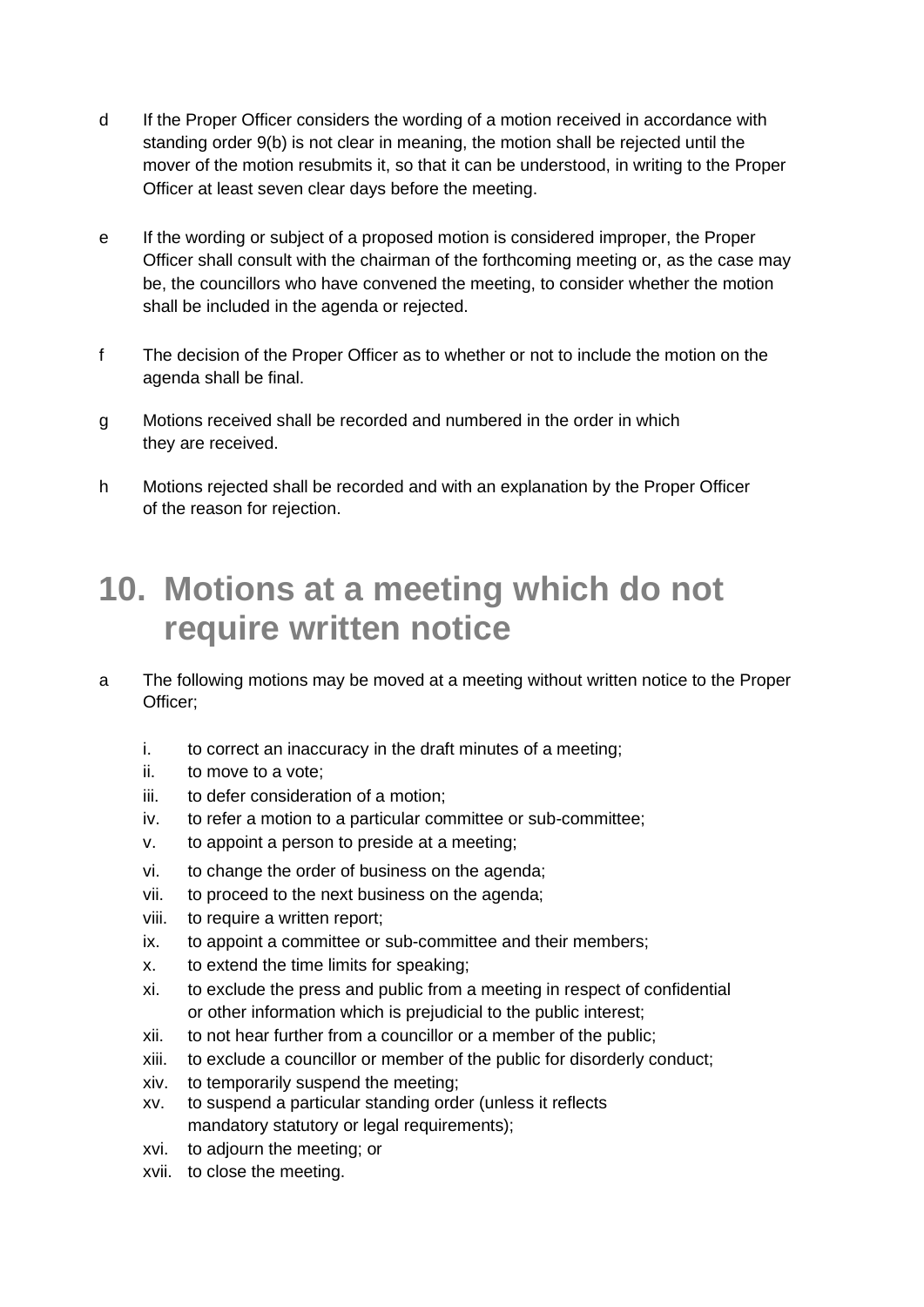d If the Proper Officer considers the wording of a motion received in accordance with standing order 9(b) is not clear in meaning, the motion shall be rejected until the mover of the motion resubmits it, so that it can be understood, in writing to the Proper Officer at least seven clear days before the meeting.

e If the wording or subject of a proposed motion is considered improper, the Proper Officer shall consult with the chairman of the forthcoming meeting or, as the case may be, the councillors who have convened the meeting, to consider whether the motion shall be included in the agenda or rejected.

f The decision of the Proper Officer as to whether or not to include the motion on the agenda shall be final.

g Motions received shall be recorded and numbered in the order in which they are received.

h Motions rejected shall be recorded and with an explanation by the Proper Officer of the reason for rejection.

## 10. Motions at a meeting which do not require written notice

a The following motions may be moved at a meeting without written notice to the Proper Officer;

i. to correct an inaccuracy in the draft minutes of a meeting;
ii. to move to a vote;
iii. to defer consideration of a motion;
iv. to refer a motion to a particular committee or sub-committee;
v. to appoint a person to preside at a meeting;
vi. to change the order of business on the agenda;
vii. to proceed to the next business on the agenda;
viii. to require a written report;
ix. to appoint a committee or sub-committee and their members;
x. to extend the time limits for speaking;
xi. to exclude the press and public from a meeting in respect of confidential or other information which is prejudicial to the public interest;
xii. to not hear further from a councillor or a member of the public;
xiii. to exclude a councillor or member of the public for disorderly conduct;
xiv. to temporarily suspend the meeting;
xv. to suspend a particular standing order (unless it reflects mandatory statutory or legal requirements);
xvi. to adjourn the meeting; or
xvii. to close the meeting.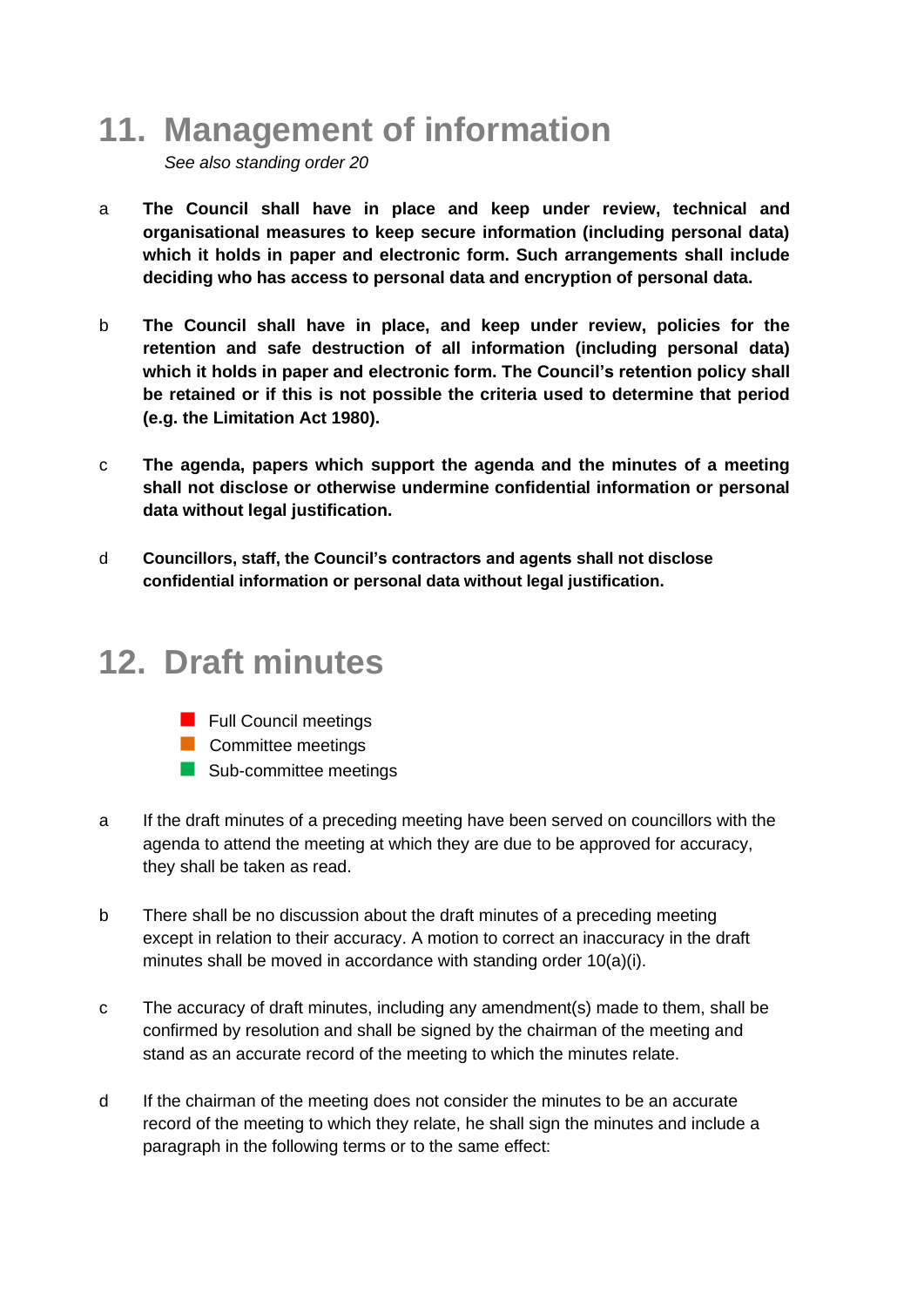# 11. Management of information

*See also standing order 20*

a **The Council shall have in place and keep under review, technical and organisational measures to keep secure information (including personal data) which it holds in paper and electronic form. Such arrangements shall include deciding who has access to personal data and encryption of personal data.**

b **The Council shall have in place, and keep under review, policies for the retention and safe destruction of all information (including personal data) which it holds in paper and electronic form. The Council's retention policy shall be retained or if this is not possible the criteria used to determine that period (e.g. the Limitation Act 1980).**

c **The agenda, papers which support the agenda and the minutes of a meeting shall not disclose or otherwise undermine confidential information or personal data without legal justification.**

d **Councillors, staff, the Council's contractors and agents shall not disclose confidential information or personal data without legal justification.**

# 12. Draft minutes

- Full Council meetings
- Committee meetings
- Sub-committee meetings

a If the draft minutes of a preceding meeting have been served on councillors with the agenda to attend the meeting at which they are due to be approved for accuracy, they shall be taken as read.

b There shall be no discussion about the draft minutes of a preceding meeting except in relation to their accuracy. A motion to correct an inaccuracy in the draft minutes shall be moved in accordance with standing order 10(a)(i).

c The accuracy of draft minutes, including any amendment(s) made to them, shall be confirmed by resolution and shall be signed by the chairman of the meeting and stand as an accurate record of the meeting to which the minutes relate.

d If the chairman of the meeting does not consider the minutes to be an accurate record of the meeting to which they relate, he shall sign the minutes and include a paragraph in the following terms or to the same effect: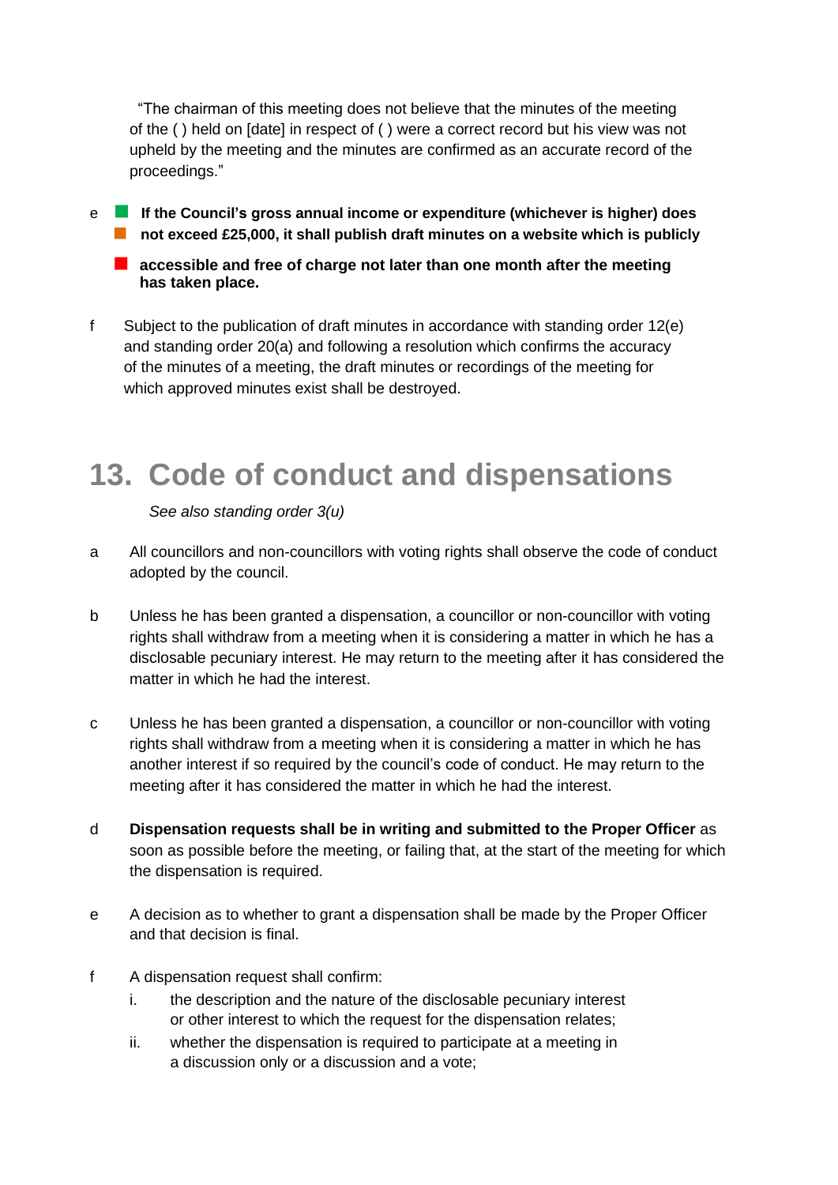"The chairman of this meeting does not believe that the minutes of the meeting of the ( ) held on [date] in respect of ( ) were a correct record but his view was not upheld by the meeting and the minutes are confirmed as an accurate record of the proceedings."

e **If the Council's gross annual income or expenditure (whichever is higher) does not exceed £25,000, it shall publish draft minutes on a website which is publicly accessible and free of charge not later than one month after the meeting has taken place.**

f Subject to the publication of draft minutes in accordance with standing order 12(e) and standing order 20(a) and following a resolution which confirms the accuracy of the minutes of a meeting, the draft minutes or recordings of the meeting for which approved minutes exist shall be destroyed.

# 13. Code of conduct and dispensations

*See also standing order 3(u)*

a All councillors and non-councillors with voting rights shall observe the code of conduct adopted by the council.

b Unless he has been granted a dispensation, a councillor or non-councillor with voting rights shall withdraw from a meeting when it is considering a matter in which he has a disclosable pecuniary interest. He may return to the meeting after it has considered the matter in which he had the interest.

c Unless he has been granted a dispensation, a councillor or non-councillor with voting rights shall withdraw from a meeting when it is considering a matter in which he has another interest if so required by the council's code of conduct. He may return to the meeting after it has considered the matter in which he had the interest.

d **Dispensation requests shall be in writing and submitted to the Proper Officer** as soon as possible before the meeting, or failing that, at the start of the meeting for which the dispensation is required.

e A decision as to whether to grant a dispensation shall be made by the Proper Officer and that decision is final.

f A dispensation request shall confirm:

   i. the description and the nature of the disclosable pecuniary interest or other interest to which the request for the dispensation relates;
   ii. whether the dispensation is required to participate at a meeting in a discussion only or a discussion and a vote;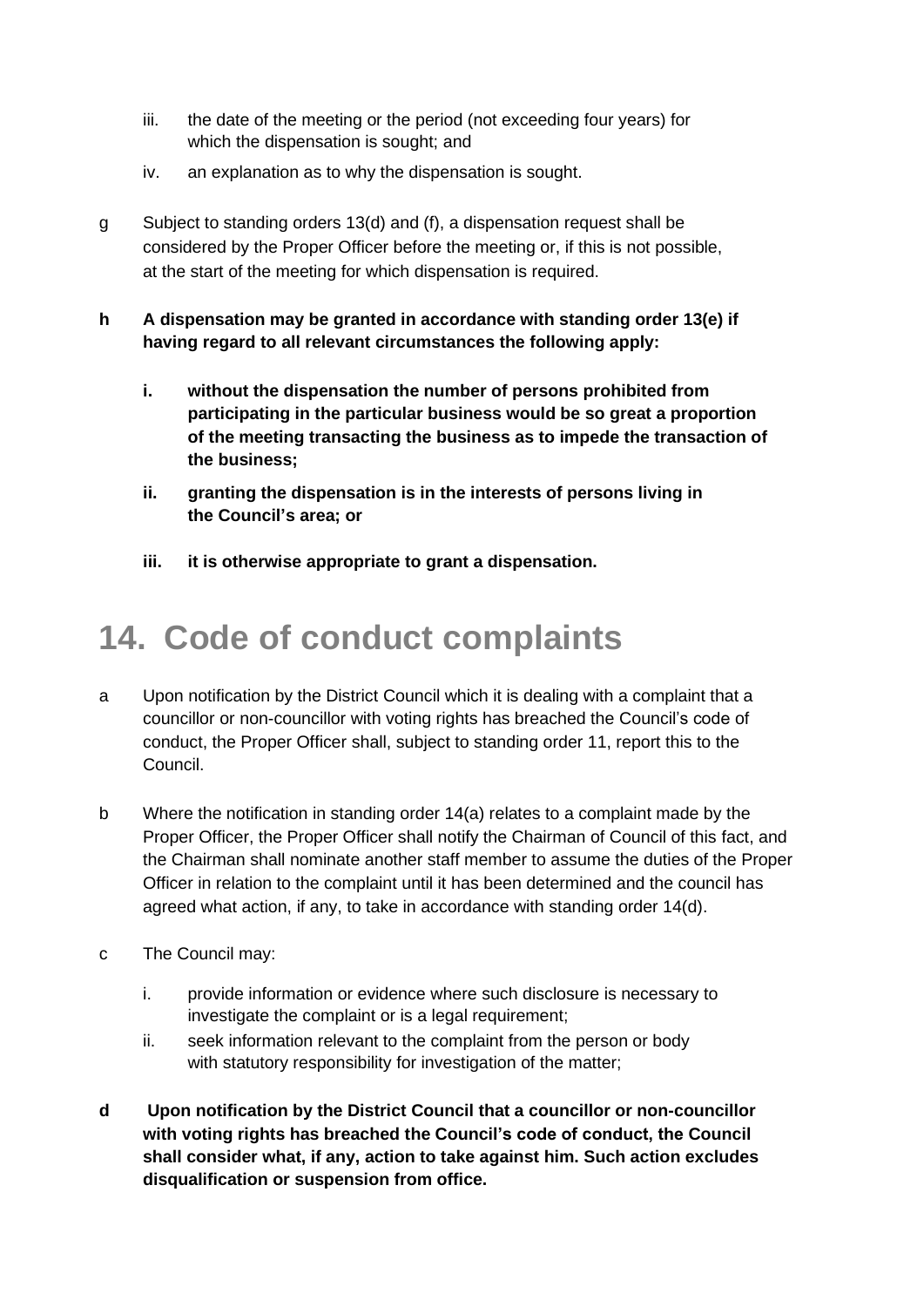iii. the date of the meeting or the period (not exceeding four years) for which the dispensation is sought; and

iv. an explanation as to why the dispensation is sought.

g Subject to standing orders 13(d) and (f), a dispensation request shall be considered by the Proper Officer before the meeting or, if this is not possible, at the start of the meeting for which dispensation is required.

**h A dispensation may be granted in accordance with standing order 13(e) if having regard to all relevant circumstances the following apply:**

**i. without the dispensation the number of persons prohibited from participating in the particular business would be so great a proportion of the meeting transacting the business as to impede the transaction of the business;**

**ii. granting the dispensation is in the interests of persons living in the Council's area; or**

**iii. it is otherwise appropriate to grant a dispensation.**

# 14. Code of conduct complaints

a Upon notification by the District Council which it is dealing with a complaint that a councillor or non-councillor with voting rights has breached the Council's code of conduct, the Proper Officer shall, subject to standing order 11, report this to the Council.

b Where the notification in standing order 14(a) relates to a complaint made by the Proper Officer, the Proper Officer shall notify the Chairman of Council of this fact, and the Chairman shall nominate another staff member to assume the duties of the Proper Officer in relation to the complaint until it has been determined and the council has agreed what action, if any, to take in accordance with standing order 14(d).

c The Council may:

i. provide information or evidence where such disclosure is necessary to investigate the complaint or is a legal requirement;

ii. seek information relevant to the complaint from the person or body with statutory responsibility for investigation of the matter;

**d Upon notification by the District Council that a councillor or non-councillor with voting rights has breached the Council's code of conduct, the Council shall consider what, if any, action to take against him. Such action excludes disqualification or suspension from office.**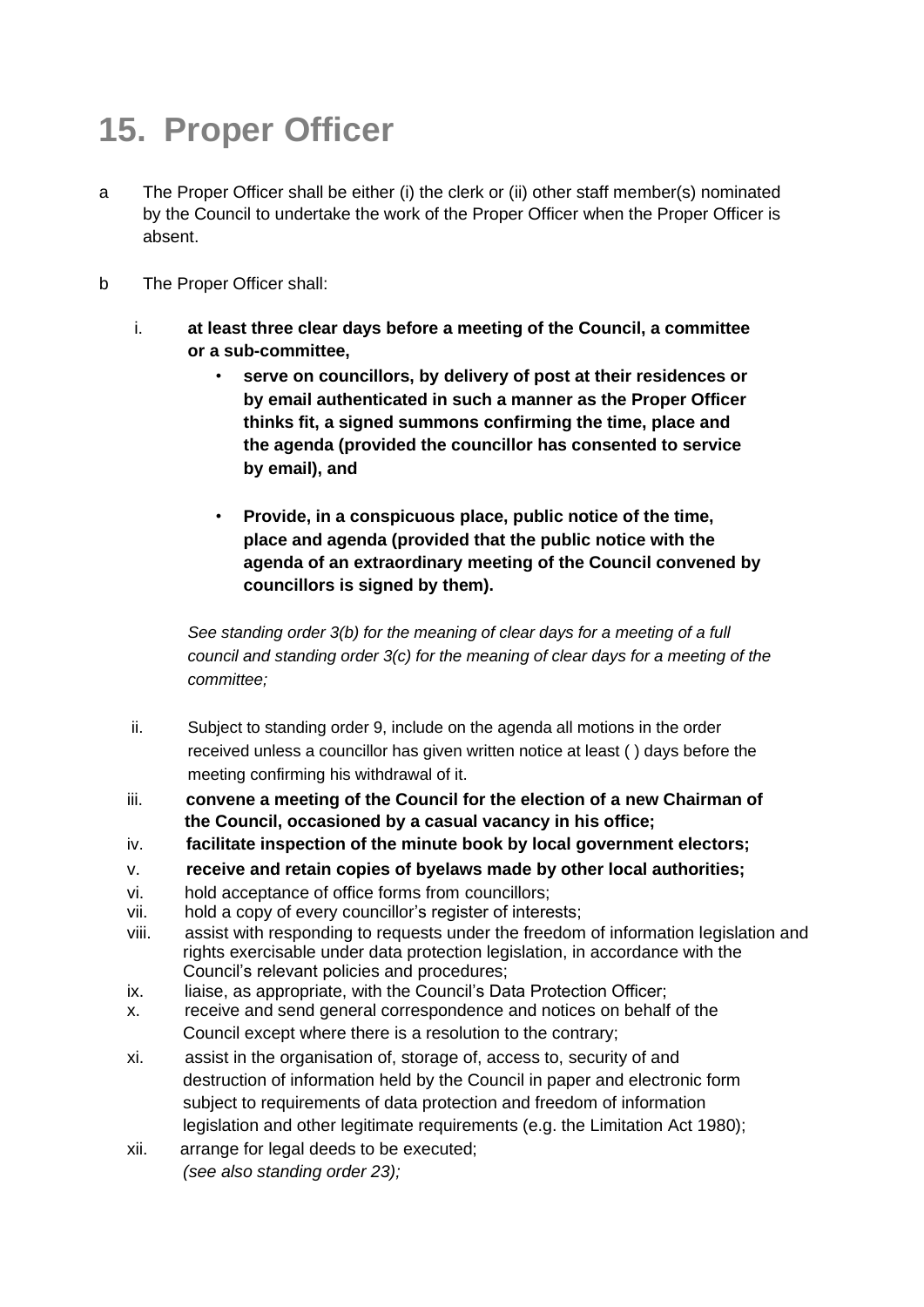# 15. Proper Officer

a The Proper Officer shall be either (i) the clerk or (ii) other staff member(s) nominated by the Council to undertake the work of the Proper Officer when the Proper Officer is absent.

b The Proper Officer shall:

i. **at least three clear days before a meeting of the Council, a committee or a sub-committee,**

- **serve on councillors, by delivery of post at their residences or by email authenticated in such a manner as the Proper Officer thinks fit, a signed summons confirming the time, place and the agenda (provided the councillor has consented to service by email), and**

- **Provide, in a conspicuous place, public notice of the time, place and agenda (provided that the public notice with the agenda of an extraordinary meeting of the Council convened by councillors is signed by them).**

*See standing order 3(b) for the meaning of clear days for a meeting of a full council and standing order 3(c) for the meaning of clear days for a meeting of the committee;*

ii. Subject to standing order 9, include on the agenda all motions in the order received unless a councillor has given written notice at least ( ) days before the meeting confirming his withdrawal of it.

iii. **convene a meeting of the Council for the election of a new Chairman of the Council, occasioned by a casual vacancy in his office;**

iv. **facilitate inspection of the minute book by local government electors;**

v. **receive and retain copies of byelaws made by other local authorities;**

vi. hold acceptance of office forms from councillors;

vii. hold a copy of every councillor's register of interests;

viii. assist with responding to requests under the freedom of information legislation and rights exercisable under data protection legislation, in accordance with the Council's relevant policies and procedures;

ix. liaise, as appropriate, with the Council's Data Protection Officer;

x. receive and send general correspondence and notices on behalf of the Council except where there is a resolution to the contrary;

xi. assist in the organisation of, storage of, access to, security of and destruction of information held by the Council in paper and electronic form subject to requirements of data protection and freedom of information legislation and other legitimate requirements (e.g. the Limitation Act 1980);

xii. arrange for legal deeds to be executed;
*(see also standing order 23);*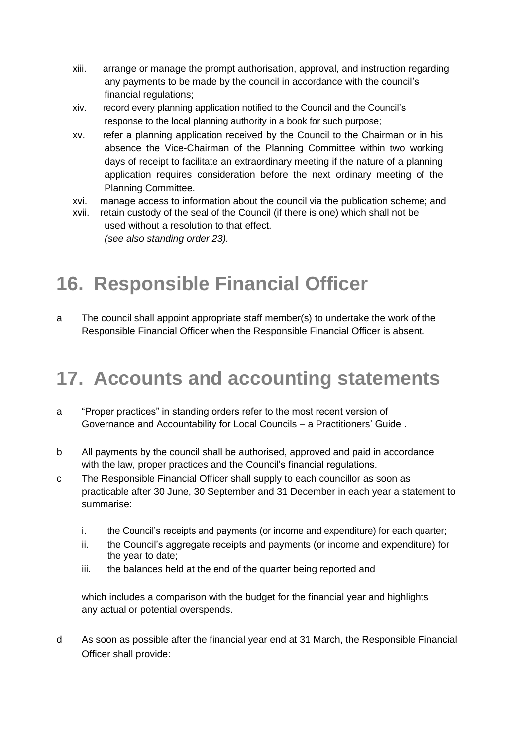xiii. arrange or manage the prompt authorisation, approval, and instruction regarding any payments to be made by the council in accordance with the council's financial regulations;

xiv. record every planning application notified to the Council and the Council's response to the local planning authority in a book for such purpose;

xv. refer a planning application received by the Council to the Chairman or in his absence the Vice-Chairman of the Planning Committee within two working days of receipt to facilitate an extraordinary meeting if the nature of a planning application requires consideration before the next ordinary meeting of the Planning Committee.

xvi. manage access to information about the council via the publication scheme; and

xvii. retain custody of the seal of the Council (if there is one) which shall not be used without a resolution to that effect.
*(see also standing order 23).*

# 16. Responsible Financial Officer

a The council shall appoint appropriate staff member(s) to undertake the work of the Responsible Financial Officer when the Responsible Financial Officer is absent.

# 17. Accounts and accounting statements

a "Proper practices" in standing orders refer to the most recent version of Governance and Accountability for Local Councils – a Practitioners' Guide .

b All payments by the council shall be authorised, approved and paid in accordance with the law, proper practices and the Council's financial regulations.

c The Responsible Financial Officer shall supply to each councillor as soon as practicable after 30 June, 30 September and 31 December in each year a statement to summarise:

i. the Council's receipts and payments (or income and expenditure) for each quarter;
ii. the Council's aggregate receipts and payments (or income and expenditure) for the year to date;
iii. the balances held at the end of the quarter being reported and

which includes a comparison with the budget for the financial year and highlights any actual or potential overspends.

d As soon as possible after the financial year end at 31 March, the Responsible Financial Officer shall provide: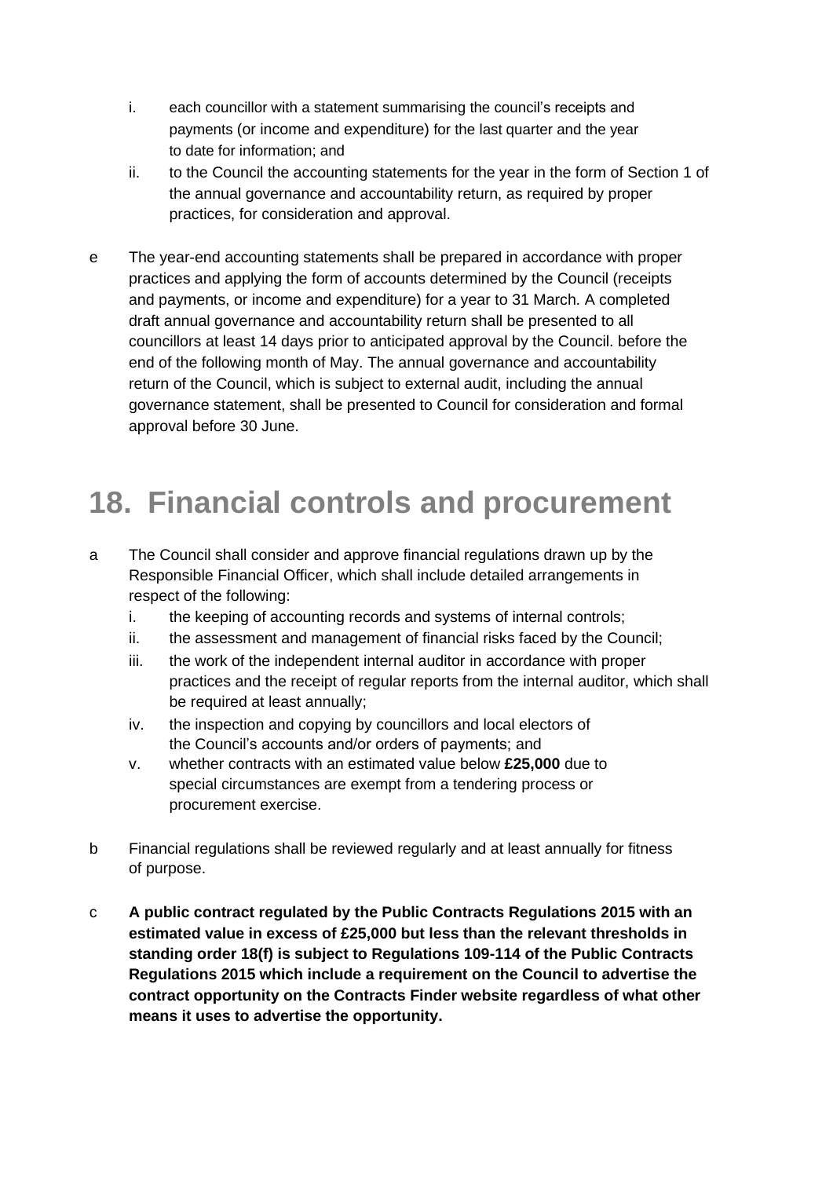i. each councillor with a statement summarising the council's receipts and payments (or income and expenditure) for the last quarter and the year to date for information; and
ii. to the Council the accounting statements for the year in the form of Section 1 of the annual governance and accountability return, as required by proper practices, for consideration and approval.

e The year-end accounting statements shall be prepared in accordance with proper practices and applying the form of accounts determined by the Council (receipts and payments, or income and expenditure) for a year to 31 March. A completed draft annual governance and accountability return shall be presented to all councillors at least 14 days prior to anticipated approval by the Council. before the end of the following month of May. The annual governance and accountability return of the Council, which is subject to external audit, including the annual governance statement, shall be presented to Council for consideration and formal approval before 30 June.

# 18. Financial controls and procurement

a The Council shall consider and approve financial regulations drawn up by the Responsible Financial Officer, which shall include detailed arrangements in respect of the following:
i. the keeping of accounting records and systems of internal controls;
ii. the assessment and management of financial risks faced by the Council;
iii. the work of the independent internal auditor in accordance with proper practices and the receipt of regular reports from the internal auditor, which shall be required at least annually;
iv. the inspection and copying by councillors and local electors of the Council's accounts and/or orders of payments; and
v. whether contracts with an estimated value below **£25,000** due to special circumstances are exempt from a tendering process or procurement exercise.

b Financial regulations shall be reviewed regularly and at least annually for fitness of purpose.

c **A public contract regulated by the Public Contracts Regulations 2015 with an estimated value in excess of £25,000 but less than the relevant thresholds in standing order 18(f) is subject to Regulations 109-114 of the Public Contracts Regulations 2015 which include a requirement on the Council to advertise the contract opportunity on the Contracts Finder website regardless of what other means it uses to advertise the opportunity.**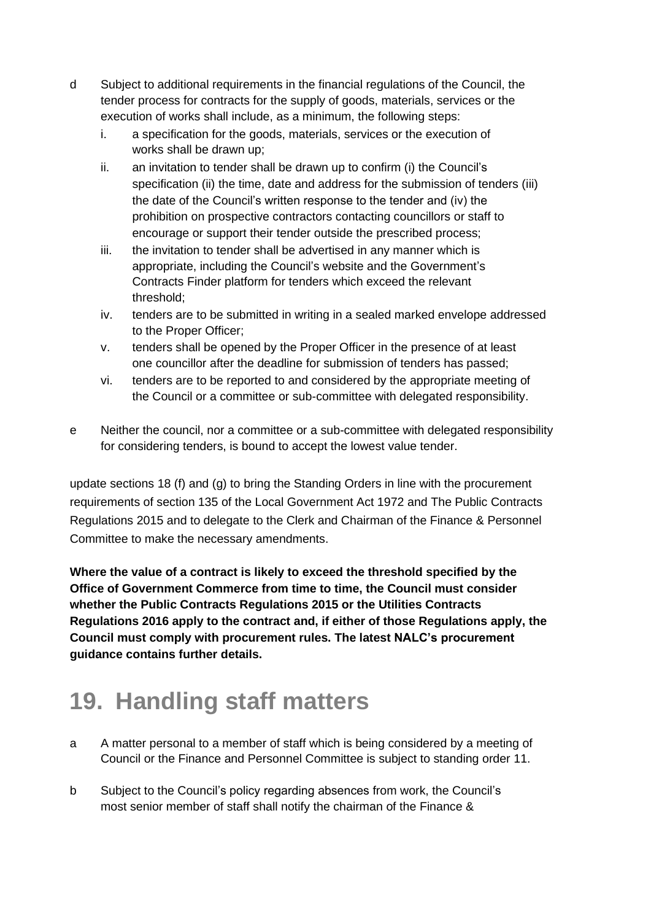d Subject to additional requirements in the financial regulations of the Council, the tender process for contracts for the supply of goods, materials, services or the execution of works shall include, as a minimum, the following steps:

   i. a specification for the goods, materials, services or the execution of works shall be drawn up;
   ii. an invitation to tender shall be drawn up to confirm (i) the Council's specification (ii) the time, date and address for the submission of tenders (iii) the date of the Council's written response to the tender and (iv) the prohibition on prospective contractors contacting councillors or staff to encourage or support their tender outside the prescribed process;
   iii. the invitation to tender shall be advertised in any manner which is appropriate, including the Council's website and the Government's Contracts Finder platform for tenders which exceed the relevant threshold;
   iv. tenders are to be submitted in writing in a sealed marked envelope addressed to the Proper Officer;
   v. tenders shall be opened by the Proper Officer in the presence of at least one councillor after the deadline for submission of tenders has passed;
   vi. tenders are to be reported to and considered by the appropriate meeting of the Council or a committee or sub-committee with delegated responsibility.

e Neither the council, nor a committee or a sub-committee with delegated responsibility for considering tenders, is bound to accept the lowest value tender.

update sections 18 (f) and (g) to bring the Standing Orders in line with the procurement requirements of section 135 of the Local Government Act 1972 and The Public Contracts Regulations 2015 and to delegate to the Clerk and Chairman of the Finance & Personnel Committee to make the necessary amendments.

**Where the value of a contract is likely to exceed the threshold specified by the Office of Government Commerce from time to time, the Council must consider whether the Public Contracts Regulations 2015 or the Utilities Contracts Regulations 2016 apply to the contract and, if either of those Regulations apply, the Council must comply with procurement rules. The latest NALC's procurement guidance contains further details.**

# 19. Handling staff matters

a A matter personal to a member of staff which is being considered by a meeting of Council or the Finance and Personnel Committee is subject to standing order 11.

b Subject to the Council's policy regarding absences from work, the Council's most senior member of staff shall notify the chairman of the Finance &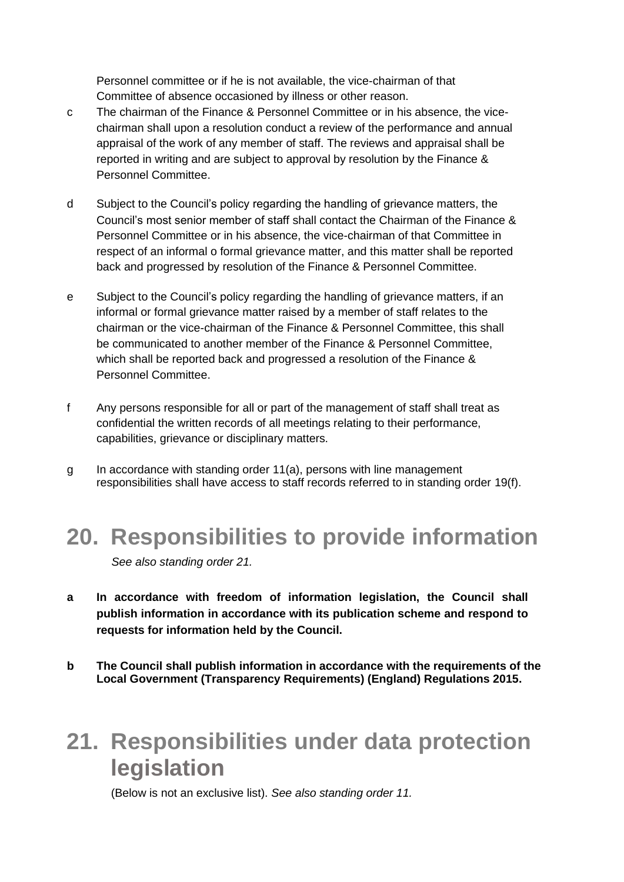Personnel committee or if he is not available, the vice-chairman of that Committee of absence occasioned by illness or other reason.

c The chairman of the Finance & Personnel Committee or in his absence, the vice-chairman shall upon a resolution conduct a review of the performance and annual appraisal of the work of any member of staff. The reviews and appraisal shall be reported in writing and are subject to approval by resolution by the Finance & Personnel Committee.

d Subject to the Council's policy regarding the handling of grievance matters, the Council's most senior member of staff shall contact the Chairman of the Finance & Personnel Committee or in his absence, the vice-chairman of that Committee in respect of an informal o formal grievance matter, and this matter shall be reported back and progressed by resolution of the Finance & Personnel Committee.

e Subject to the Council's policy regarding the handling of grievance matters, if an informal or formal grievance matter raised by a member of staff relates to the chairman or the vice-chairman of the Finance & Personnel Committee, this shall be communicated to another member of the Finance & Personnel Committee, which shall be reported back and progressed a resolution of the Finance & Personnel Committee.

f Any persons responsible for all or part of the management of staff shall treat as confidential the written records of all meetings relating to their performance, capabilities, grievance or disciplinary matters.

g In accordance with standing order 11(a), persons with line management responsibilities shall have access to staff records referred to in standing order 19(f).

# 20. Responsibilities to provide information

*See also standing order 21.*

**a In accordance with freedom of information legislation, the Council shall publish information in accordance with its publication scheme and respond to requests for information held by the Council.**

**b The Council shall publish information in accordance with the requirements of the Local Government (Transparency Requirements) (England) Regulations 2015.**

# 21. Responsibilities under data protection legislation

(Below is not an exclusive list). *See also standing order 11.*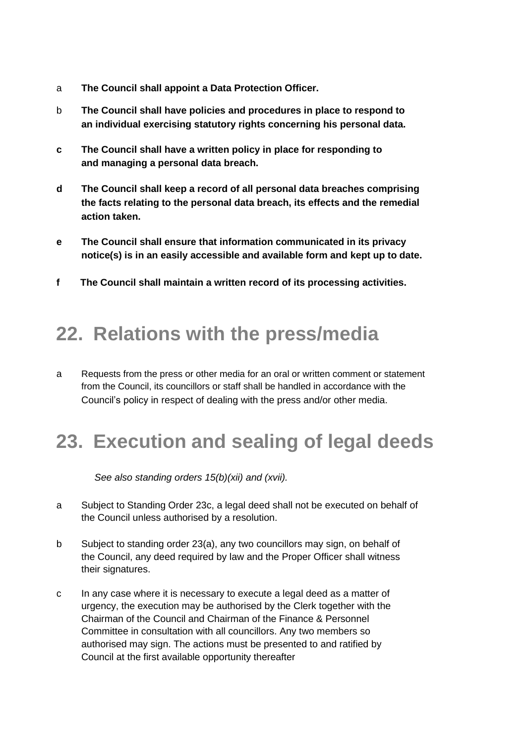a **The Council shall appoint a Data Protection Officer.**

b **The Council shall have policies and procedures in place to respond to an individual exercising statutory rights concerning his personal data.**

**c The Council shall have a written policy in place for responding to and managing a personal data breach.**

**d The Council shall keep a record of all personal data breaches comprising the facts relating to the personal data breach, its effects and the remedial action taken.**

**e The Council shall ensure that information communicated in its privacy notice(s) is in an easily accessible and available form and kept up to date.**

**f The Council shall maintain a written record of its processing activities.**

## 22. Relations with the press/media

a Requests from the press or other media for an oral or written comment or statement from the Council, its councillors or staff shall be handled in accordance with the Council's policy in respect of dealing with the press and/or other media.

## 23. Execution and sealing of legal deeds

*See also standing orders 15(b)(xii) and (xvii).*

a Subject to Standing Order 23c, a legal deed shall not be executed on behalf of the Council unless authorised by a resolution.

b Subject to standing order 23(a), any two councillors may sign, on behalf of the Council, any deed required by law and the Proper Officer shall witness their signatures.

c In any case where it is necessary to execute a legal deed as a matter of urgency, the execution may be authorised by the Clerk together with the Chairman of the Council and Chairman of the Finance & Personnel Committee in consultation with all councillors. Any two members so authorised may sign. The actions must be presented to and ratified by Council at the first available opportunity thereafter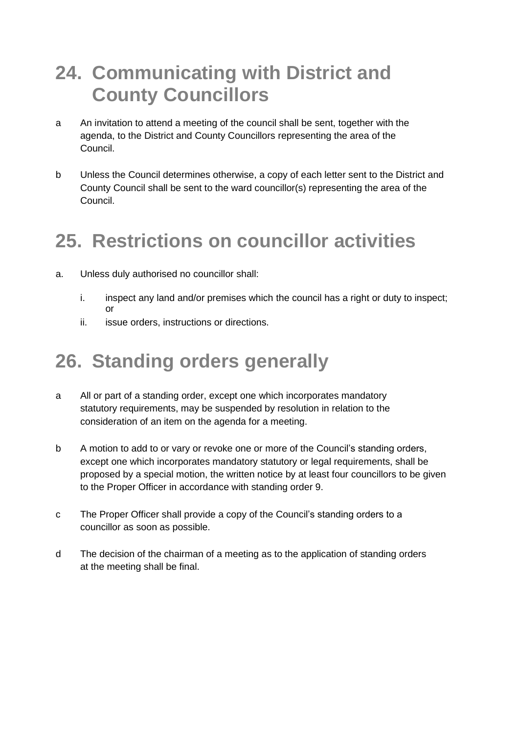## 24. Communicating with District and County Councillors

a An invitation to attend a meeting of the council shall be sent, together with the agenda, to the District and County Councillors representing the area of the Council.

b Unless the Council determines otherwise, a copy of each letter sent to the District and County Council shall be sent to the ward councillor(s) representing the area of the Council.

## 25. Restrictions on councillor activities

a. Unless duly authorised no councillor shall:

   i. inspect any land and/or premises which the council has a right or duty to inspect; or
   ii. issue orders, instructions or directions.

## 26. Standing orders generally

a All or part of a standing order, except one which incorporates mandatory statutory requirements, may be suspended by resolution in relation to the consideration of an item on the agenda for a meeting.

b A motion to add to or vary or revoke one or more of the Council's standing orders, except one which incorporates mandatory statutory or legal requirements, shall be proposed by a special motion, the written notice by at least four councillors to be given to the Proper Officer in accordance with standing order 9.

c The Proper Officer shall provide a copy of the Council's standing orders to a councillor as soon as possible.

d The decision of the chairman of a meeting as to the application of standing orders at the meeting shall be final.